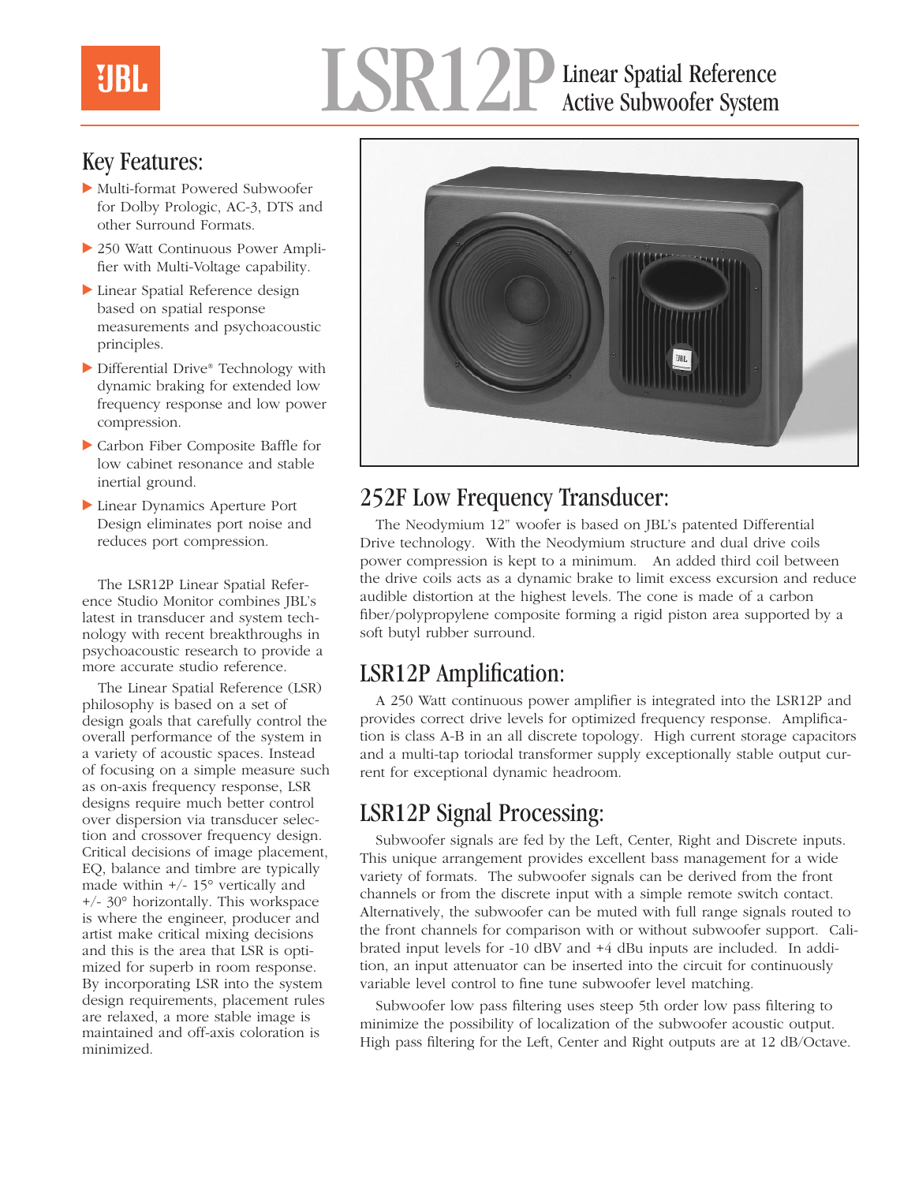# LSR12P Linear Spatial Reference Active Subwoofer System

## Key Features:

- Multi-format Powered Subwoofer for Dolby Prologic, AC-3, DTS and other Surround Formats.
- 250 Watt Continuous Power Amplifier with Multi-Voltage capability.
- Linear Spatial Reference design based on spatial response measurements and psychoacoustic principles.
- Differential Drive® Technology with dynamic braking for extended low frequency response and low power compression.
- Carbon Fiber Composite Baffle for low cabinet resonance and stable inertial ground.
- Linear Dynamics Aperture Port Design eliminates port noise and reduces port compression.

The LSR12P Linear Spatial Reference Studio Monitor combines JBL's latest in transducer and system technology with recent breakthroughs in psychoacoustic research to provide a more accurate studio reference.

The Linear Spatial Reference (LSR) philosophy is based on a set of design goals that carefully control the overall performance of the system in a variety of acoustic spaces. Instead of focusing on a simple measure such as on-axis frequency response, LSR designs require much better control over dispersion via transducer selection and crossover frequency design. Critical decisions of image placement, EQ, balance and timbre are typically made within +/- 15° vertically and +/- 30° horizontally. This workspace is where the engineer, producer and artist make critical mixing decisions and this is the area that LSR is optimized for superb in room response. By incorporating LSR into the system design requirements, placement rules are relaxed, a more stable image is maintained and off-axis coloration is minimized.

## 252F Low Frequency Transducer:

The Neodymium 12" woofer is based on JBL's patented Differential Drive technology. With the Neodymium structure and dual drive coils power compression is kept to a minimum. An added third coil between the drive coils acts as a dynamic brake to limit excess excursion and reduce audible distortion at the highest levels. The cone is made of a carbon fiber/polypropylene composite forming a rigid piston area supported by a soft butyl rubber surround.

## LSR12P Amplification:

A 250 Watt continuous power amplifier is integrated into the LSR12P and provides correct drive levels for optimized frequency response. Amplification is class A-B in an all discrete topology. High current storage capacitors and a multi-tap toriodal transformer supply exceptionally stable output current for exceptional dynamic headroom.

## LSR12P Signal Processing:

Subwoofer signals are fed by the Left, Center, Right and Discrete inputs. This unique arrangement provides excellent bass management for a wide variety of formats. The subwoofer signals can be derived from the front channels or from the discrete input with a simple remote switch contact. Alternatively, the subwoofer can be muted with full range signals routed to the front channels for comparison with or without subwoofer support. Calibrated input levels for -10 dBV and +4 dBu inputs are included. In addition, an input attenuator can be inserted into the circuit for continuously variable level control to fine tune subwoofer level matching.

Subwoofer low pass filtering uses steep 5th order low pass filtering to minimize the possibility of localization of the subwoofer acoustic output. High pass filtering for the Left, Center and Right outputs are at 12 dB/Octave.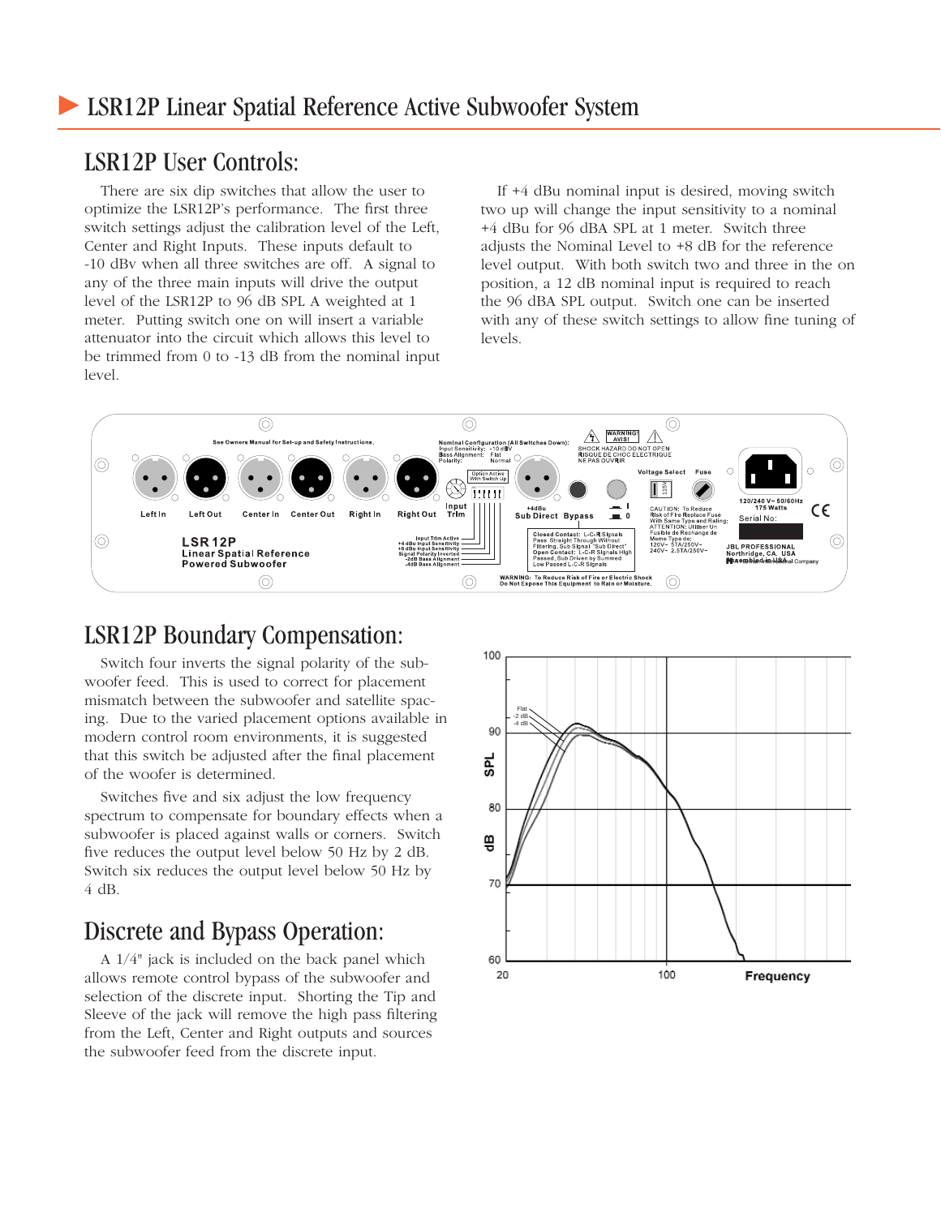# LSR12P Linear Spatial Reference Active Subwoofer System

## LSR12P User Controls:

There are six dip switches that allow the user to optimize the LSR12P's performance. The first three switch settings adjust the calibration level of the Left, Center and Right Inputs. These inputs default to -10 dBv when all three switches are off. A signal to any of the three main inputs will drive the output level of the LSR12P to 96 dB SPL A weighted at 1 meter. Putting switch one on will insert a variable attenuator into the circuit which allows this level to be trimmed from 0 to -13 dB from the nominal input level.

If +4 dBu nominal input is desired, moving switch two up will change the input sensitivity to a nominal +4 dBu for 96 dBA SPL at 1 meter. Switch three adjusts the Nominal Level to +8 dB for the reference level output. With both switch two and three in the on position, a 12 dB nominal input is required to reach the 96 dBA SPL output. Switch one can be inserted with any of these switch settings to allow fine tuning of levels.

## LSR12P Boundary Compensation:

Switch four inverts the signal polarity of the subwoofer feed. This is used to correct for placement mismatch between the subwoofer and satellite spacing. Due to the varied placement options available in modern control room environments, it is suggested that this switch be adjusted after the final placement of the woofer is determined.

Switches five and six adjust the low frequency spectrum to compensate for boundary effects when a subwoofer is placed against walls or corners. Switch five reduces the output level below 50 Hz by 2 dB. Switch six reduces the output level below 50 Hz by 4 dB.

## Discrete and Bypass Operation:

A 1/4" jack is included on the back panel which allows remote control bypass of the subwoofer and selection of the discrete input. Shorting the Tip and Sleeve of the jack will remove the high pass filtering from the Left, Center and Right outputs and sources the subwoofer feed from the discrete input.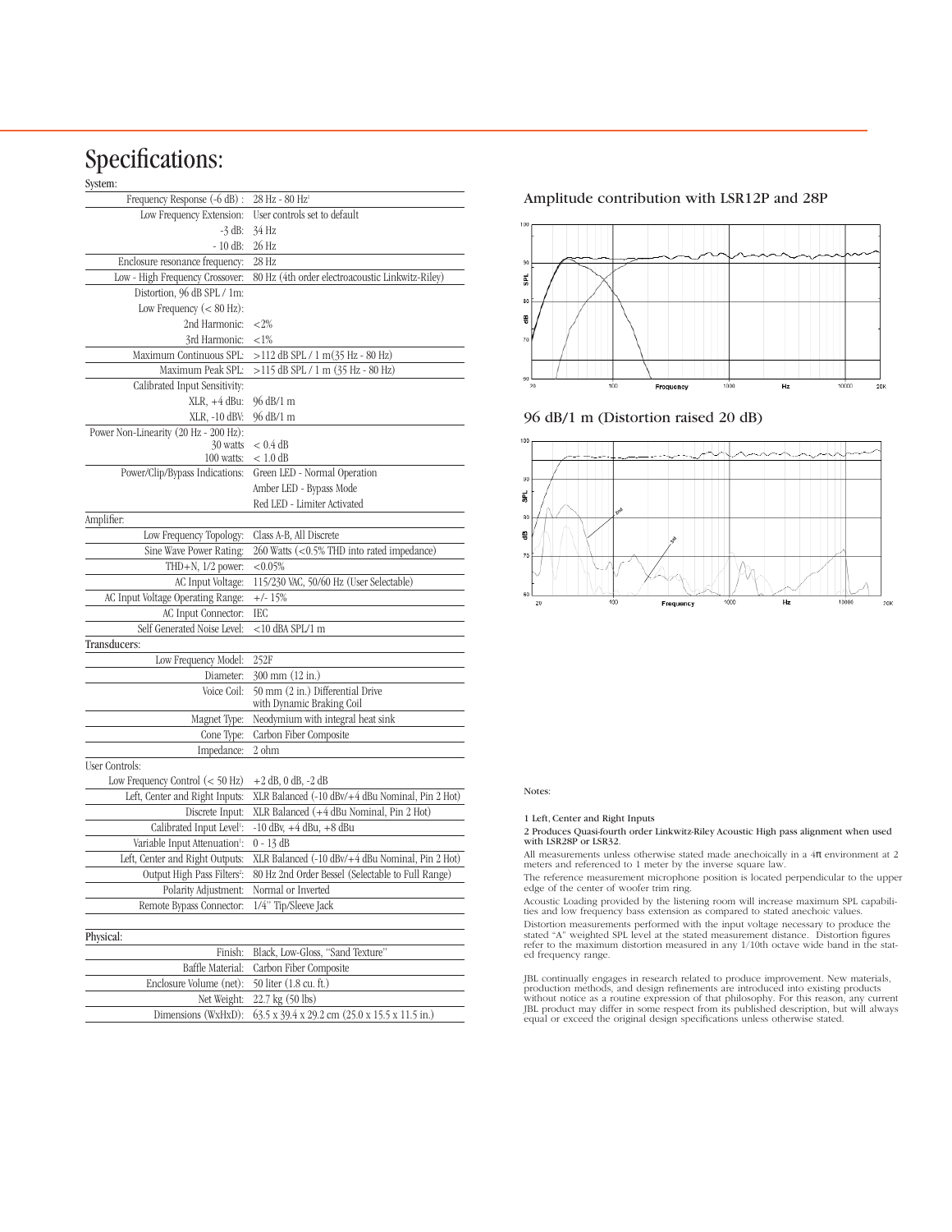# Specifications:

System:

| | |
|---|---|
| Frequency Response (-6 dB) : | 28 Hz - 80 Hz[1] |
| Low Frequency Extension: | User controls set to default |
| -3 dB: | 34 Hz |
| - 10 dB: | 26 Hz |
| Enclosure resonance frequency: | 28 Hz |
| Low - High Frequency Crossover: | 80 Hz (4th order electroacoustic Linkwitz-Riley) |
| Distortion, 96 dB SPL / 1m: | |
| Low Frequency (< 80 Hz): | |
| 2nd Harmonic: | <2% |
| 3rd Harmonic: | <1% |
| Maximum Continuous SPL: | >112 dB SPL / 1 m(35 Hz - 80 Hz) |
| Maximum Peak SPL: | >115 dB SPL / 1 m (35 Hz - 80 Hz) |
| Calibrated Input Sensitivity: | |
| XLR, +4 dBu: | 96 dB/1 m |
| XLR, -10 dBV: | 96 dB/1 m |
| Power Non-Linearity (20 Hz - 200 Hz): | |
| 30 watts | < 0.4 dB |
| 100 watts: | < 1.0 dB |
| Power/Clip/Bypass Indications: | Green LED - Normal Operation |
| | Amber LED - Bypass Mode |
| | Red LED - Limiter Activated |

Amplifier:

| | |
|---|---|
| Low Frequency Topology: | Class A-B, All Discrete |
| Sine Wave Power Rating: | 260 Watts (<0.5% THD into rated impedance) |
| THD+N, 1/2 power: | <0.05% |
| AC Input Voltage: | 115/230 VAC, 50/60 Hz (User Selectable) |
| AC Input Voltage Operating Range: | +/- 15% |
| AC Input Connector: | IEC |
| Self Generated Noise Level: | <10 dBA SPL/1 m |

Transducers:

| | |
|---|---|
| Low Frequency Model: | 252F |
| Diameter: | 300 mm (12 in.) |
| Voice Coil: | 50 mm (2 in.) Differential Drive with Dynamic Braking Coil |
| Magnet Type: | Neodymium with integral heat sink |
| Cone Type: | Carbon Fiber Composite |
| Impedance: | 2 ohm |

User Controls:

| | |
|---|---|
| Low Frequency Control (< 50 Hz) | +2 dB, 0 dB, -2 dB |
| Left, Center and Right Inputs: | XLR Balanced (-10 dBV/+4 dBu Nominal, Pin 2 Hot) |
| Discrete Input: | XLR Balanced (+4 dBu Nominal, Pin 2 Hot) |
| Calibrated Input Level[1]: | -10 dBV, +4 dBu, +8 dBu |
| Variable Input Attenuation[1]: | 0 - 13 dB |
| Left, Center and Right Outputs: | XLR Balanced (-10 dBV/+4 dBu Nominal, Pin 2 Hot) |
| Output High Pass Filters[2]: | 80 Hz 2nd Order Bessel (Selectable to Full Range) |
| Polarity Adjustment: | Normal or Inverted |
| Remote Bypass Connector: | 1/4" Tip/Sleeve Jack |

Physical:

| | |
|---|---|
| Finish: | Black, Low-Gloss, "Sand Texture" |
| Baffle Material: | Carbon Fiber Composite |
| Enclosure Volume (net): | 50 liter (1.8 cu. ft.) |
| Net Weight: | 22.7 kg (50 lbs) |
| Dimensions (WxHxD): | 63.5 x 39.4 x 29.2 cm (25.0 x 15.5 x 11.5 in.) |

Amplitude contribution with LSR12P and 28P

96 dB/1 m (Distortion raised 20 dB)

Notes:

1 Left, Center and Right Inputs

2 Produces Quasi-fourth order Linkwitz-Riley Acoustic High pass alignment when used with LSR28P or LSR32.

All measurements unless otherwise stated made anechoically in a 4π environment at 2 meters and referenced to 1 meter by the inverse square law.

The reference measurement microphone position is located perpendicular to the upper edge of the center of woofer trim ring.

Acoustic Loading provided by the listening room will increase maximum SPL capabilities and low frequency bass extension as compared to stated anechoic values.

Distortion measurements performed with the input voltage necessary to produce the stated "A" weighted SPL level at the stated measurement distance. Distortion figures refer to the maximum distortion measured in any 1/10th octave wide band in the stated frequency range.

JBL continually engages in research related to produce improvement. New materials, production methods, and design refinements are introduced into existing products without notice as a routine expression of that philosophy. For this reason, any current JBL product may differ in some respect from its published description, but will always equal or exceed the original design specifications unless otherwise stated.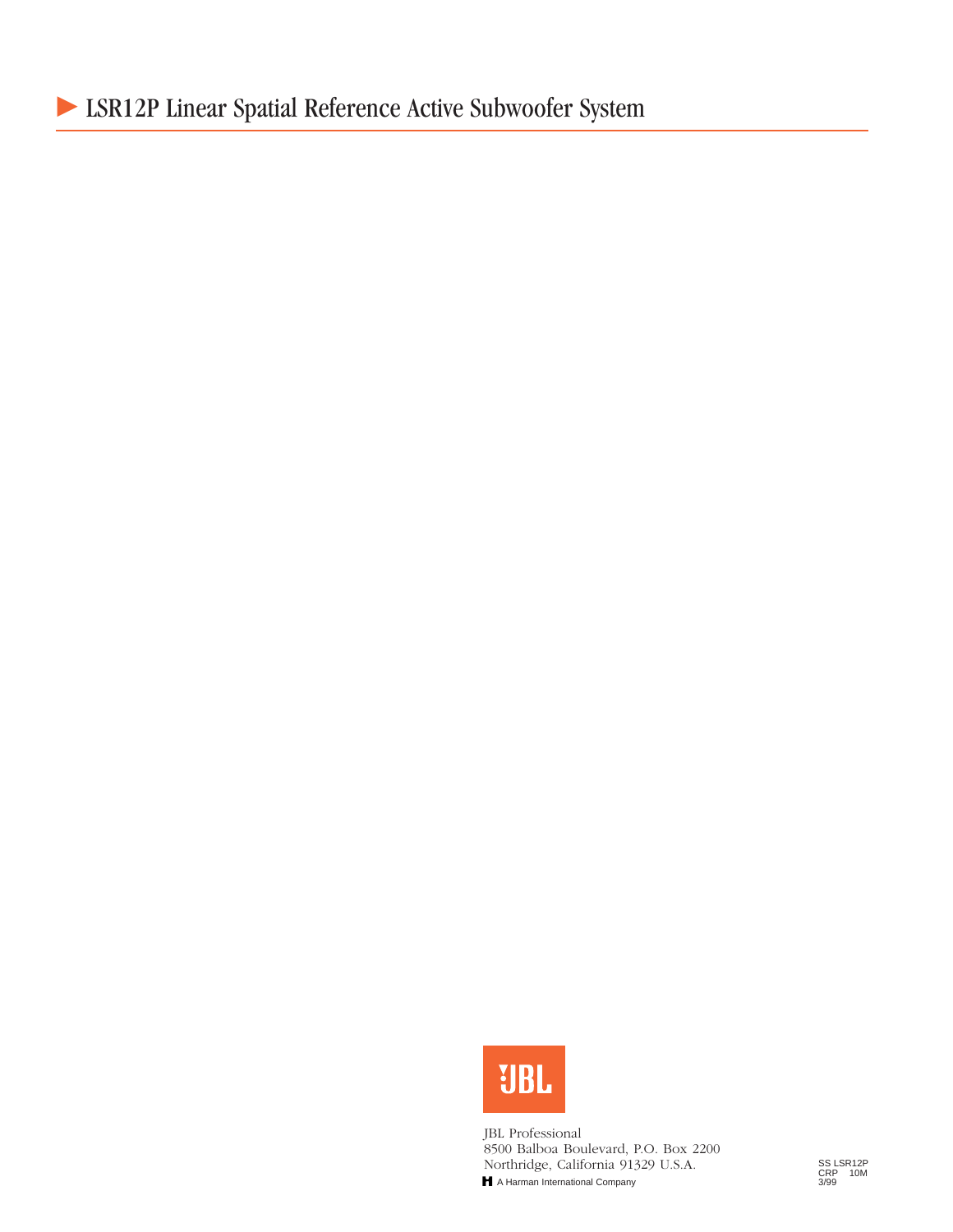JBL Professional
8500 Balboa Boulevard, P.O. Box 2200
Northridge, California 91329 U.S.A.
A Harman International Company

SS LSR12P
CRP 10M
3/99